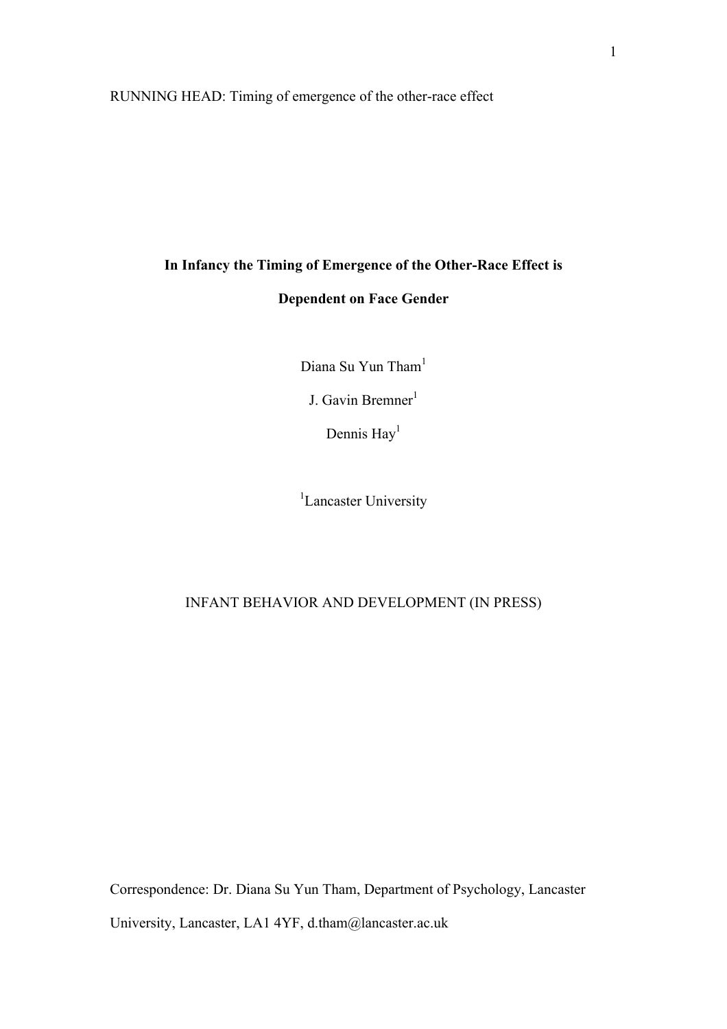RUNNING HEAD: Timing of emergence of the other-race effect

# In Infancy the Timing of Emergence of the Other-Race Effect is Dependent on Face Gender

Diana Su Yun Tham[1]

J. Gavin Bremner[1]

Dennis Hay[1]

[1]Lancaster University

INFANT BEHAVIOR AND DEVELOPMENT (IN PRESS)

Correspondence: Dr. Diana Su Yun Tham, Department of Psychology, Lancaster University, Lancaster, LA1 4YF, d.tham@lancaster.ac.uk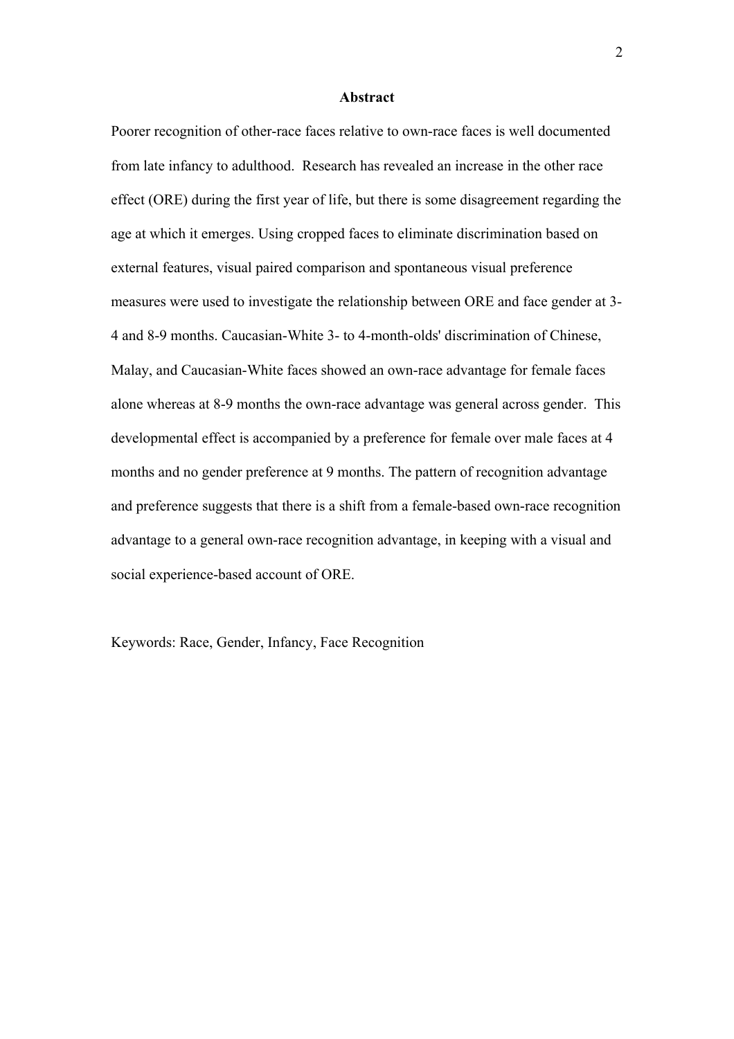## Abstract

Poorer recognition of other-race faces relative to own-race faces is well documented from late infancy to adulthood. Research has revealed an increase in the other race effect (ORE) during the first year of life, but there is some disagreement regarding the age at which it emerges. Using cropped faces to eliminate discrimination based on external features, visual paired comparison and spontaneous visual preference measures were used to investigate the relationship between ORE and face gender at 3-4 and 8-9 months. Caucasian-White 3- to 4-month-olds' discrimination of Chinese, Malay, and Caucasian-White faces showed an own-race advantage for female faces alone whereas at 8-9 months the own-race advantage was general across gender. This developmental effect is accompanied by a preference for female over male faces at 4 months and no gender preference at 9 months. The pattern of recognition advantage and preference suggests that there is a shift from a female-based own-race recognition advantage to a general own-race recognition advantage, in keeping with a visual and social experience-based account of ORE.

Keywords: Race, Gender, Infancy, Face Recognition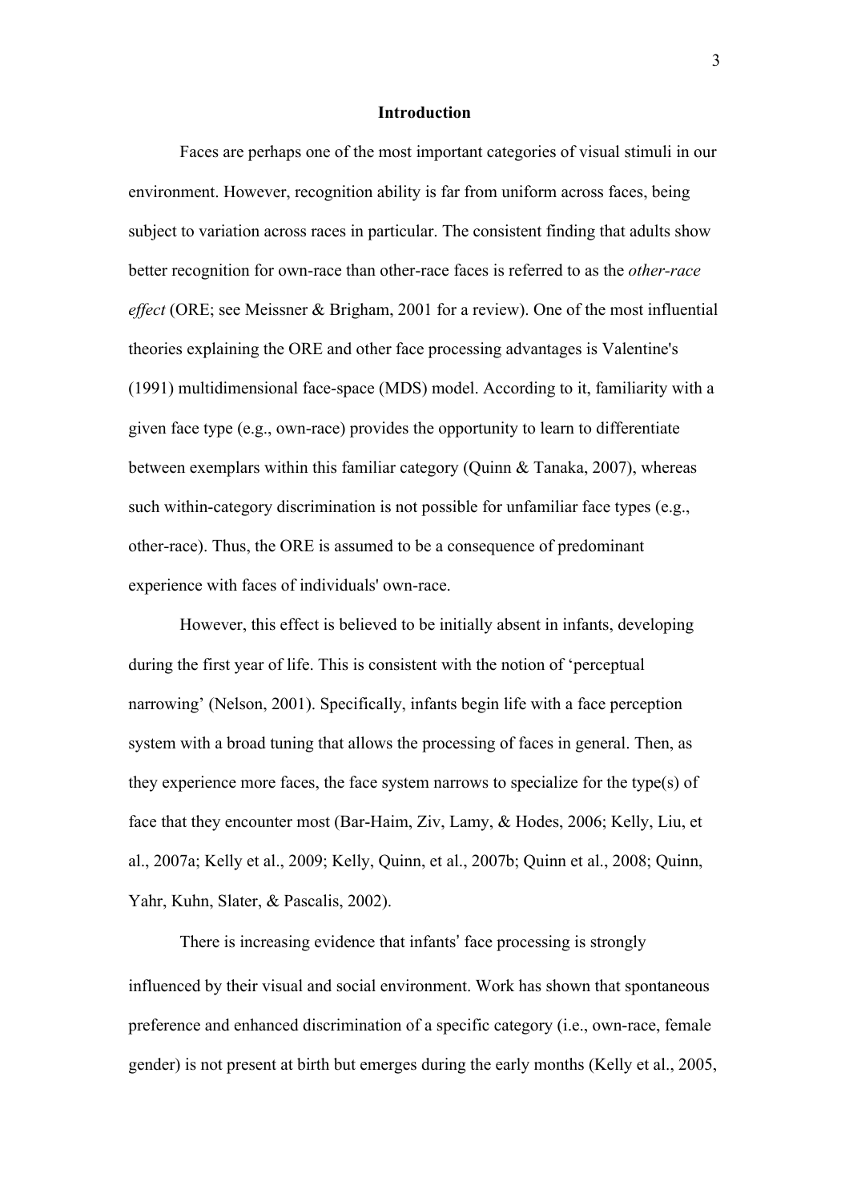## Introduction

Faces are perhaps one of the most important categories of visual stimuli in our environment. However, recognition ability is far from uniform across faces, being subject to variation across races in particular. The consistent finding that adults show better recognition for own-race than other-race faces is referred to as the *other-race effect* (ORE; see Meissner & Brigham, 2001 for a review). One of the most influential theories explaining the ORE and other face processing advantages is Valentine's (1991) multidimensional face-space (MDS) model. According to it, familiarity with a given face type (e.g., own-race) provides the opportunity to learn to differentiate between exemplars within this familiar category (Quinn & Tanaka, 2007), whereas such within-category discrimination is not possible for unfamiliar face types (e.g., other-race). Thus, the ORE is assumed to be a consequence of predominant experience with faces of individuals' own-race.

However, this effect is believed to be initially absent in infants, developing during the first year of life. This is consistent with the notion of 'perceptual narrowing' (Nelson, 2001). Specifically, infants begin life with a face perception system with a broad tuning that allows the processing of faces in general. Then, as they experience more faces, the face system narrows to specialize for the type(s) of face that they encounter most (Bar-Haim, Ziv, Lamy, & Hodes, 2006; Kelly, Liu, et al., 2007a; Kelly et al., 2009; Kelly, Quinn, et al., 2007b; Quinn et al., 2008; Quinn, Yahr, Kuhn, Slater, & Pascalis, 2002).

There is increasing evidence that infants' face processing is strongly influenced by their visual and social environment. Work has shown that spontaneous preference and enhanced discrimination of a specific category (i.e., own-race, female gender) is not present at birth but emerges during the early months (Kelly et al., 2005,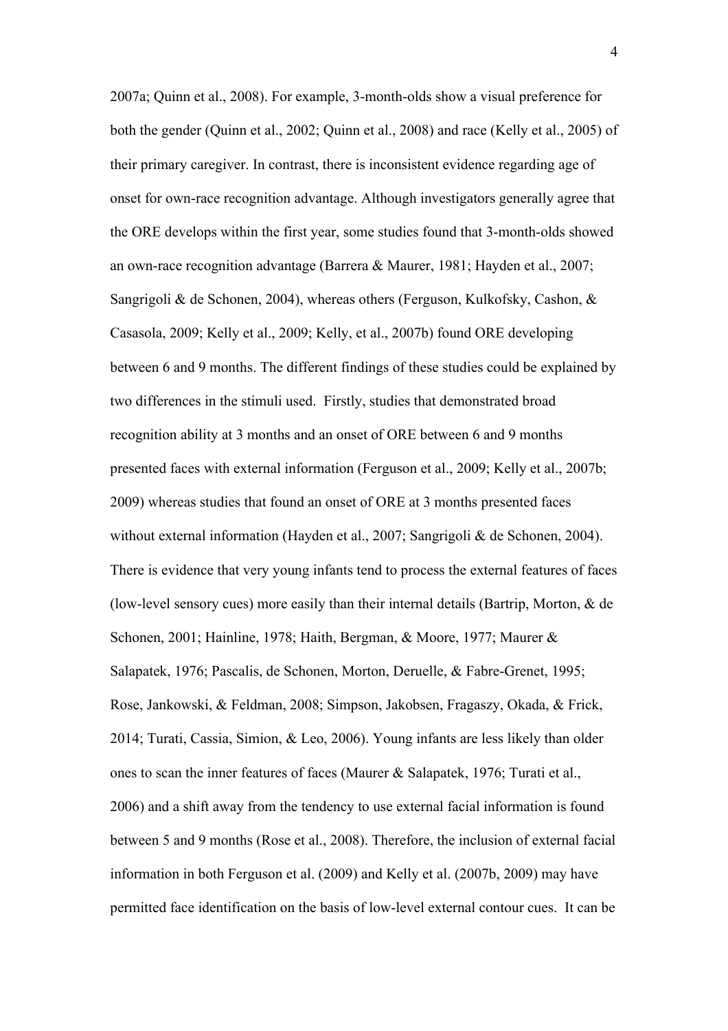2007a; Quinn et al., 2008). For example, 3-month-olds show a visual preference for both the gender (Quinn et al., 2002; Quinn et al., 2008) and race (Kelly et al., 2005) of their primary caregiver. In contrast, there is inconsistent evidence regarding age of onset for own-race recognition advantage. Although investigators generally agree that the ORE develops within the first year, some studies found that 3-month-olds showed an own-race recognition advantage (Barrera & Maurer, 1981; Hayden et al., 2007; Sangrigoli & de Schonen, 2004), whereas others (Ferguson, Kulkofsky, Cashon, & Casasola, 2009; Kelly et al., 2009; Kelly, et al., 2007b) found ORE developing between 6 and 9 months. The different findings of these studies could be explained by two differences in the stimuli used. Firstly, studies that demonstrated broad recognition ability at 3 months and an onset of ORE between 6 and 9 months presented faces with external information (Ferguson et al., 2009; Kelly et al., 2007b; 2009) whereas studies that found an onset of ORE at 3 months presented faces without external information (Hayden et al., 2007; Sangrigoli & de Schonen, 2004). There is evidence that very young infants tend to process the external features of faces (low-level sensory cues) more easily than their internal details (Bartrip, Morton, & de Schonen, 2001; Hainline, 1978; Haith, Bergman, & Moore, 1977; Maurer & Salapatek, 1976; Pascalis, de Schonen, Morton, Deruelle, & Fabre-Grenet, 1995; Rose, Jankowski, & Feldman, 2008; Simpson, Jakobsen, Fragaszy, Okada, & Frick, 2014; Turati, Cassia, Simion, & Leo, 2006). Young infants are less likely than older ones to scan the inner features of faces (Maurer & Salapatek, 1976; Turati et al., 2006) and a shift away from the tendency to use external facial information is found between 5 and 9 months (Rose et al., 2008). Therefore, the inclusion of external facial information in both Ferguson et al. (2009) and Kelly et al. (2007b, 2009) may have permitted face identification on the basis of low-level external contour cues. It can be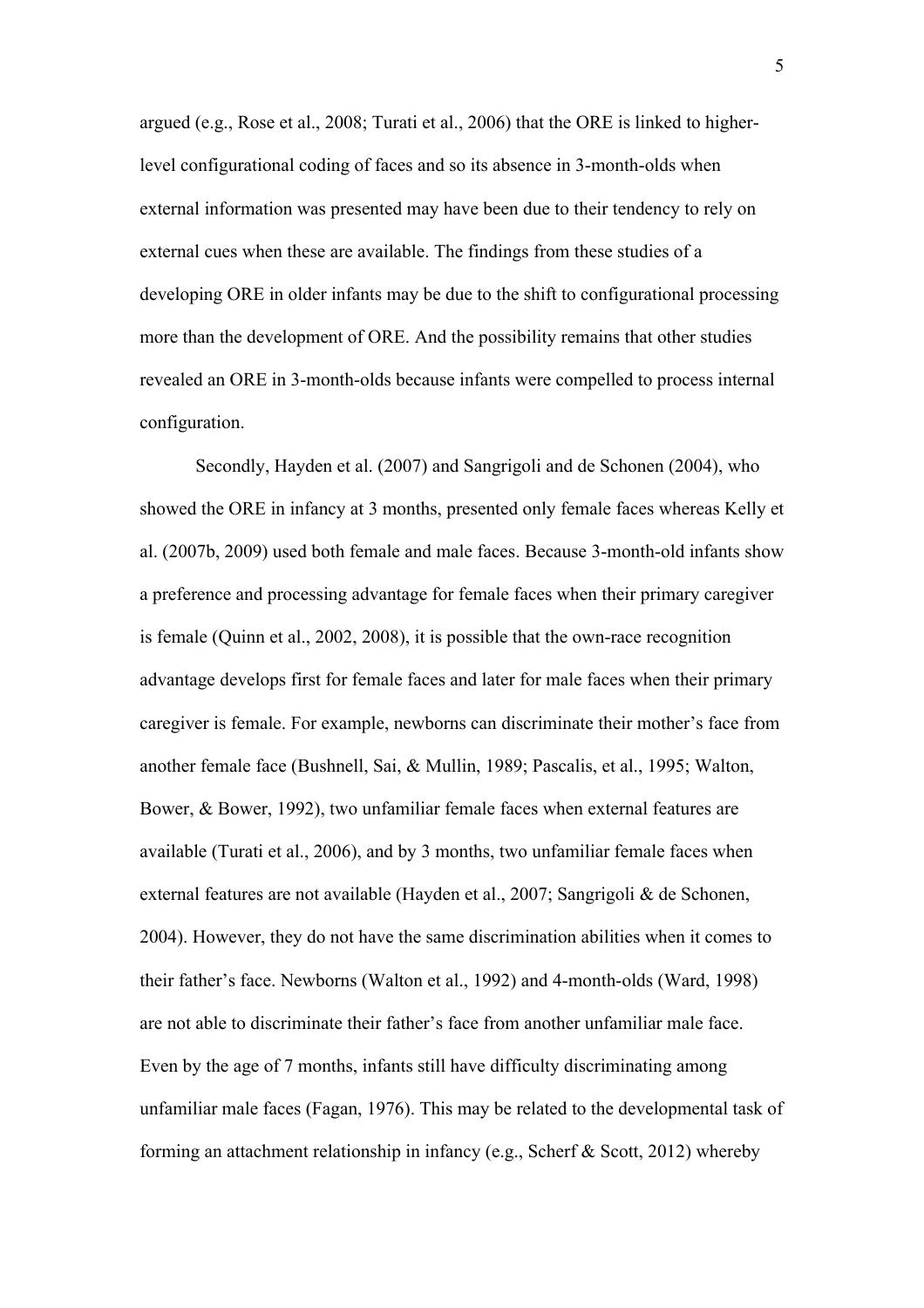argued (e.g., Rose et al., 2008; Turati et al., 2006) that the ORE is linked to higher-level configurational coding of faces and so its absence in 3-month-olds when external information was presented may have been due to their tendency to rely on external cues when these are available. The findings from these studies of a developing ORE in older infants may be due to the shift to configurational processing more than the development of ORE. And the possibility remains that other studies revealed an ORE in 3-month-olds because infants were compelled to process internal configuration.

Secondly, Hayden et al. (2007) and Sangrigoli and de Schonen (2004), who showed the ORE in infancy at 3 months, presented only female faces whereas Kelly et al. (2007b, 2009) used both female and male faces. Because 3-month-old infants show a preference and processing advantage for female faces when their primary caregiver is female (Quinn et al., 2002, 2008), it is possible that the own-race recognition advantage develops first for female faces and later for male faces when their primary caregiver is female. For example, newborns can discriminate their mother's face from another female face (Bushnell, Sai, & Mullin, 1989; Pascalis, et al., 1995; Walton, Bower, & Bower, 1992), two unfamiliar female faces when external features are available (Turati et al., 2006), and by 3 months, two unfamiliar female faces when external features are not available (Hayden et al., 2007; Sangrigoli & de Schonen, 2004). However, they do not have the same discrimination abilities when it comes to their father's face. Newborns (Walton et al., 1992) and 4-month-olds (Ward, 1998) are not able to discriminate their father's face from another unfamiliar male face. Even by the age of 7 months, infants still have difficulty discriminating among unfamiliar male faces (Fagan, 1976). This may be related to the developmental task of forming an attachment relationship in infancy (e.g., Scherf & Scott, 2012) whereby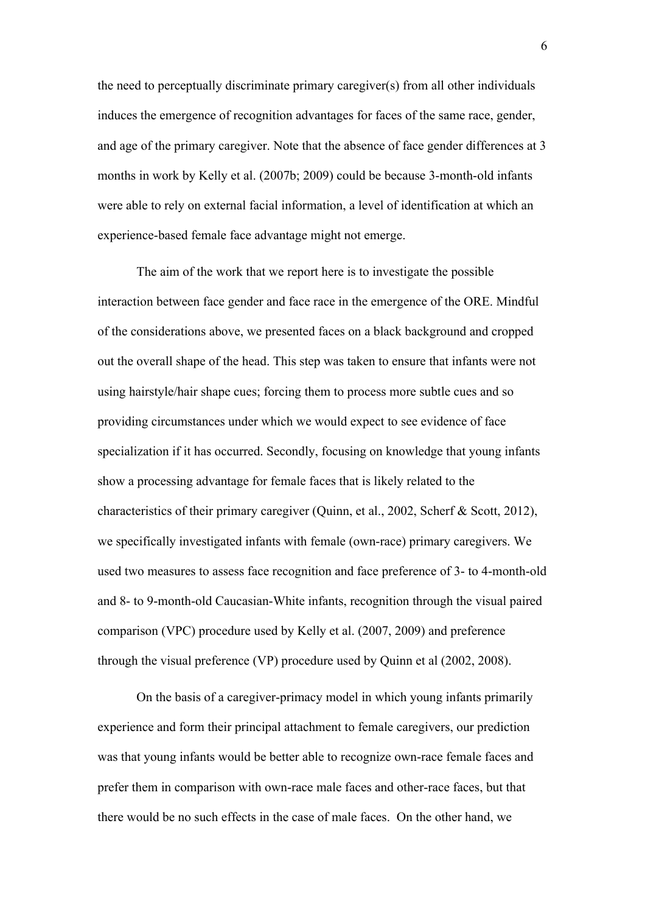the need to perceptually discriminate primary caregiver(s) from all other individuals induces the emergence of recognition advantages for faces of the same race, gender, and age of the primary caregiver. Note that the absence of face gender differences at 3 months in work by Kelly et al. (2007b; 2009) could be because 3-month-old infants were able to rely on external facial information, a level of identification at which an experience-based female face advantage might not emerge.

The aim of the work that we report here is to investigate the possible interaction between face gender and face race in the emergence of the ORE. Mindful of the considerations above, we presented faces on a black background and cropped out the overall shape of the head. This step was taken to ensure that infants were not using hairstyle/hair shape cues; forcing them to process more subtle cues and so providing circumstances under which we would expect to see evidence of face specialization if it has occurred. Secondly, focusing on knowledge that young infants show a processing advantage for female faces that is likely related to the characteristics of their primary caregiver (Quinn, et al., 2002, Scherf & Scott, 2012), we specifically investigated infants with female (own-race) primary caregivers. We used two measures to assess face recognition and face preference of 3- to 4-month-old and 8- to 9-month-old Caucasian-White infants, recognition through the visual paired comparison (VPC) procedure used by Kelly et al. (2007, 2009) and preference through the visual preference (VP) procedure used by Quinn et al (2002, 2008).

On the basis of a caregiver-primacy model in which young infants primarily experience and form their principal attachment to female caregivers, our prediction was that young infants would be better able to recognize own-race female faces and prefer them in comparison with own-race male faces and other-race faces, but that there would be no such effects in the case of male faces. On the other hand, we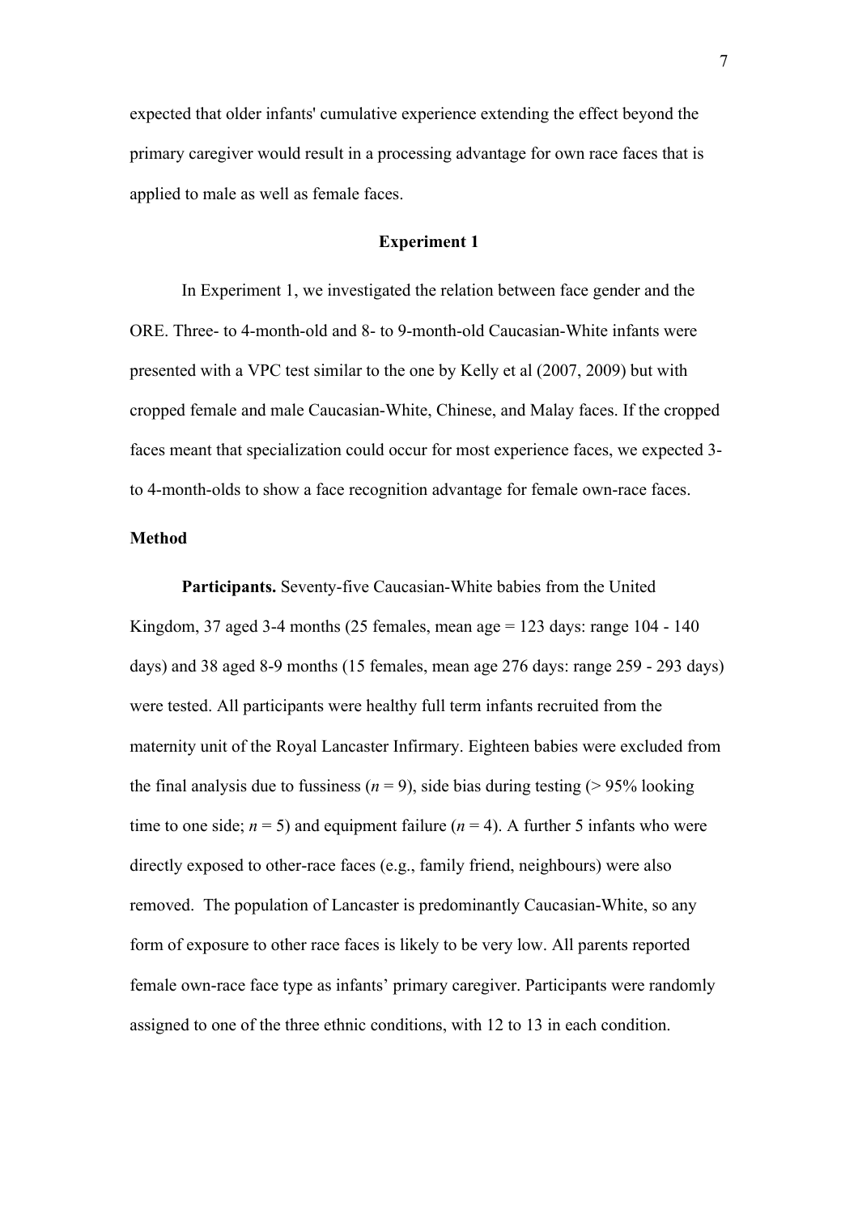expected that older infants' cumulative experience extending the effect beyond the primary caregiver would result in a processing advantage for own race faces that is applied to male as well as female faces.

## Experiment 1

In Experiment 1, we investigated the relation between face gender and the ORE. Three- to 4-month-old and 8- to 9-month-old Caucasian-White infants were presented with a VPC test similar to the one by Kelly et al (2007, 2009) but with cropped female and male Caucasian-White, Chinese, and Malay faces. If the cropped faces meant that specialization could occur for most experience faces, we expected 3- to 4-month-olds to show a face recognition advantage for female own-race faces.

### Method

**Participants.** Seventy-five Caucasian-White babies from the United Kingdom, 37 aged 3-4 months (25 females, mean age = 123 days: range 104 - 140 days) and 38 aged 8-9 months (15 females, mean age 276 days: range 259 - 293 days) were tested. All participants were healthy full term infants recruited from the maternity unit of the Royal Lancaster Infirmary. Eighteen babies were excluded from the final analysis due to fussiness ($n$ = 9), side bias during testing (> 95% looking time to one side; $n$ = 5) and equipment failure ($n$ = 4). A further 5 infants who were directly exposed to other-race faces (e.g., family friend, neighbours) were also removed. The population of Lancaster is predominantly Caucasian-White, so any form of exposure to other race faces is likely to be very low. All parents reported female own-race face type as infants' primary caregiver. Participants were randomly assigned to one of the three ethnic conditions, with 12 to 13 in each condition.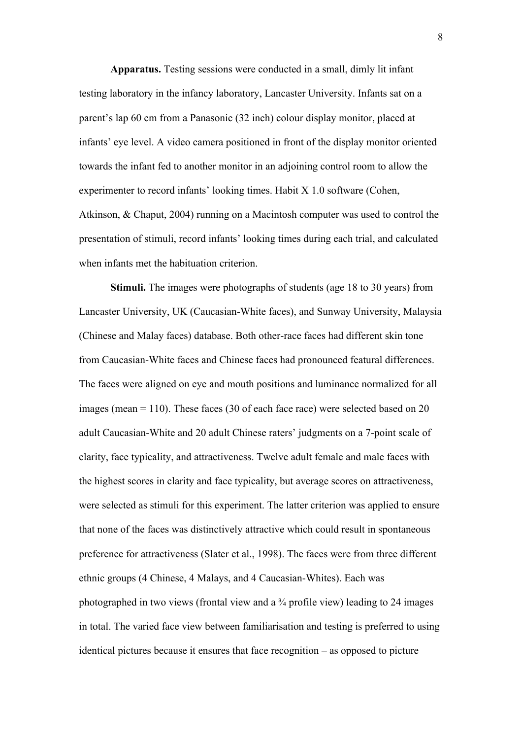**Apparatus.** Testing sessions were conducted in a small, dimly lit infant testing laboratory in the infancy laboratory, Lancaster University. Infants sat on a parent's lap 60 cm from a Panasonic (32 inch) colour display monitor, placed at infants' eye level. A video camera positioned in front of the display monitor oriented towards the infant fed to another monitor in an adjoining control room to allow the experimenter to record infants' looking times. Habit X 1.0 software (Cohen, Atkinson, & Chaput, 2004) running on a Macintosh computer was used to control the presentation of stimuli, record infants' looking times during each trial, and calculated when infants met the habituation criterion.

**Stimuli.** The images were photographs of students (age 18 to 30 years) from Lancaster University, UK (Caucasian-White faces), and Sunway University, Malaysia (Chinese and Malay faces) database. Both other-race faces had different skin tone from Caucasian-White faces and Chinese faces had pronounced featural differences. The faces were aligned on eye and mouth positions and luminance normalized for all images (mean = 110). These faces (30 of each face race) were selected based on 20 adult Caucasian-White and 20 adult Chinese raters' judgments on a 7-point scale of clarity, face typicality, and attractiveness. Twelve adult female and male faces with the highest scores in clarity and face typicality, but average scores on attractiveness, were selected as stimuli for this experiment. The latter criterion was applied to ensure that none of the faces was distinctively attractive which could result in spontaneous preference for attractiveness (Slater et al., 1998). The faces were from three different ethnic groups (4 Chinese, 4 Malays, and 4 Caucasian-Whites). Each was photographed in two views (frontal view and a ¾ profile view) leading to 24 images in total. The varied face view between familiarisation and testing is preferred to using identical pictures because it ensures that face recognition – as opposed to picture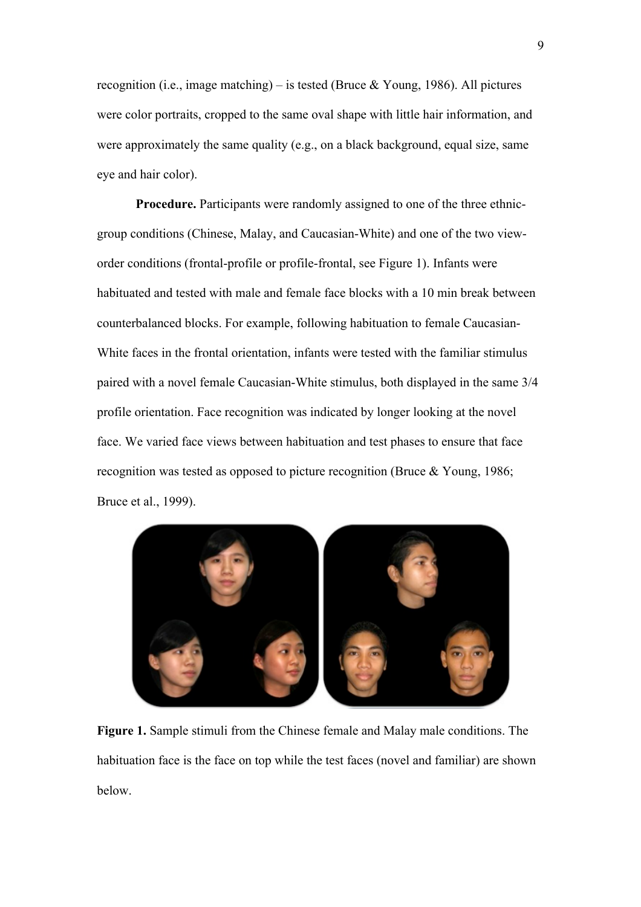recognition (i.e., image matching) – is tested (Bruce & Young, 1986). All pictures were color portraits, cropped to the same oval shape with little hair information, and were approximately the same quality (e.g., on a black background, equal size, same eye and hair color).

**Procedure.** Participants were randomly assigned to one of the three ethnic-group conditions (Chinese, Malay, and Caucasian-White) and one of the two view-order conditions (frontal-profile or profile-frontal, see Figure 1). Infants were habituated and tested with male and female face blocks with a 10 min break between counterbalanced blocks. For example, following habituation to female Caucasian-White faces in the frontal orientation, infants were tested with the familiar stimulus paired with a novel female Caucasian-White stimulus, both displayed in the same 3/4 profile orientation. Face recognition was indicated by longer looking at the novel face. We varied face views between habituation and test phases to ensure that face recognition was tested as opposed to picture recognition (Bruce & Young, 1986; Bruce et al., 1999).

**Figure 1.** Sample stimuli from the Chinese female and Malay male conditions. The habituation face is the face on top while the test faces (novel and familiar) are shown below.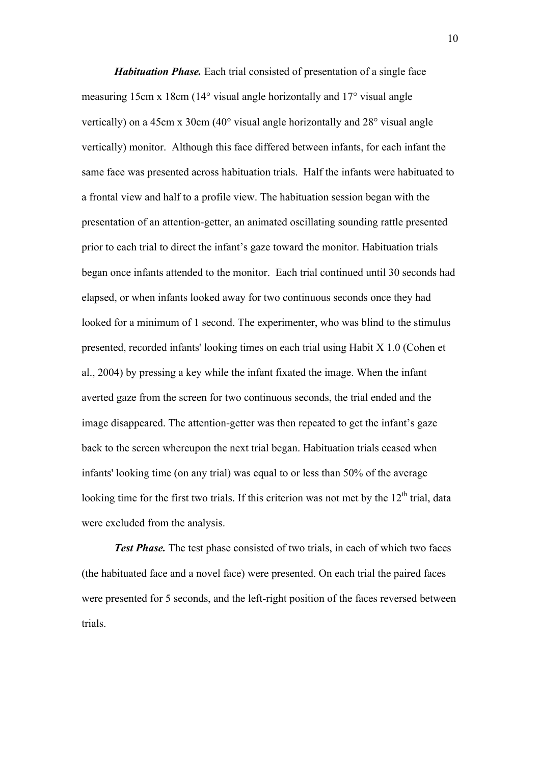***Habituation Phase.*** Each trial consisted of presentation of a single face measuring 15cm x 18cm (14° visual angle horizontally and 17° visual angle vertically) on a 45cm x 30cm (40° visual angle horizontally and 28° visual angle vertically) monitor. Although this face differed between infants, for each infant the same face was presented across habituation trials. Half the infants were habituated to a frontal view and half to a profile view. The habituation session began with the presentation of an attention-getter, an animated oscillating sounding rattle presented prior to each trial to direct the infant's gaze toward the monitor. Habituation trials began once infants attended to the monitor. Each trial continued until 30 seconds had elapsed, or when infants looked away for two continuous seconds once they had looked for a minimum of 1 second. The experimenter, who was blind to the stimulus presented, recorded infants' looking times on each trial using Habit X 1.0 (Cohen et al., 2004) by pressing a key while the infant fixated the image. When the infant averted gaze from the screen for two continuous seconds, the trial ended and the image disappeared. The attention-getter was then repeated to get the infant's gaze back to the screen whereupon the next trial began. Habituation trials ceased when infants' looking time (on any trial) was equal to or less than 50% of the average looking time for the first two trials. If this criterion was not met by the 12$^{th}$ trial, data were excluded from the analysis.

***Test Phase.*** The test phase consisted of two trials, in each of which two faces (the habituated face and a novel face) were presented. On each trial the paired faces were presented for 5 seconds, and the left-right position of the faces reversed between trials.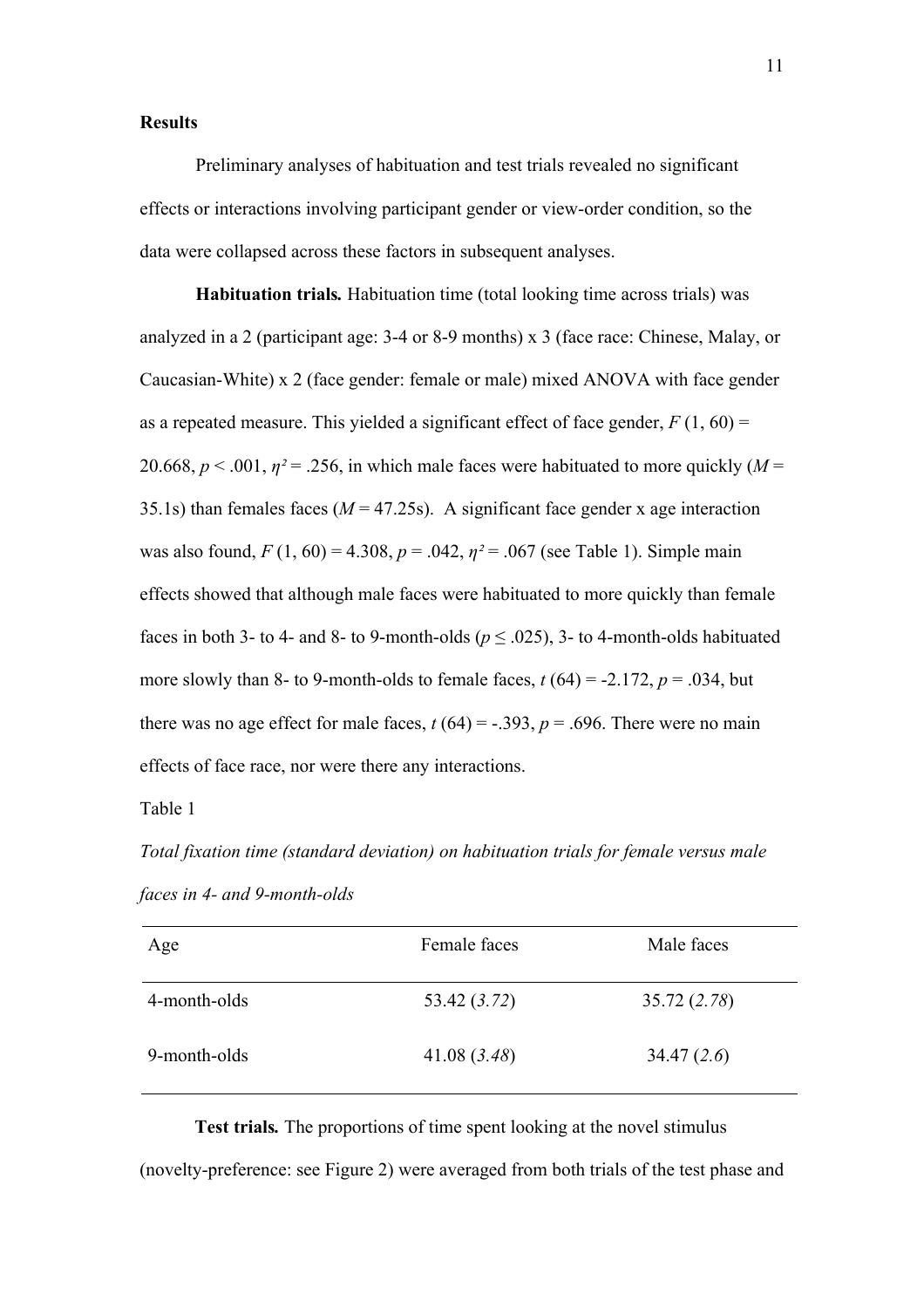## Results

Preliminary analyses of habituation and test trials revealed no significant effects or interactions involving participant gender or view-order condition, so the data were collapsed across these factors in subsequent analyses.

**Habituation trials.** Habituation time (total looking time across trials) was analyzed in a 2 (participant age: 3-4 or 8-9 months) x 3 (face race: Chinese, Malay, or Caucasian-White) x 2 (face gender: female or male) mixed ANOVA with face gender as a repeated measure. This yielded a significant effect of face gender, $F(1, 60) = 20.668$, $p < .001$, $\eta^2 = .256$, in which male faces were habituated to more quickly ($M = 35.1$s) than females faces ($M = 47.25$s). A significant face gender x age interaction was also found, $F(1, 60) = 4.308$, $p = .042$, $\eta^2 = .067$ (see Table 1). Simple main effects showed that although male faces were habituated to more quickly than female faces in both 3- to 4- and 8- to 9-month-olds ($p \leq .025$), 3- to 4-month-olds habituated more slowly than 8- to 9-month-olds to female faces, $t(64) = -2.172$, $p = .034$, but there was no age effect for male faces, $t(64) = -.393$, $p = .696$. There were no main effects of face race, nor were there any interactions.

Table 1

*Total fixation time (standard deviation) on habituation trials for female versus male faces in 4- and 9-month-olds*

| Age | Female faces | Male faces |
|---|---|---|
| 4-month-olds | 53.42 (*3.72*) | 35.72 (*2.78*) |
| 9-month-olds | 41.08 (*3.48*) | 34.47 (*2.6*) |

**Test trials.** The proportions of time spent looking at the novel stimulus (novelty-preference: see Figure 2) were averaged from both trials of the test phase and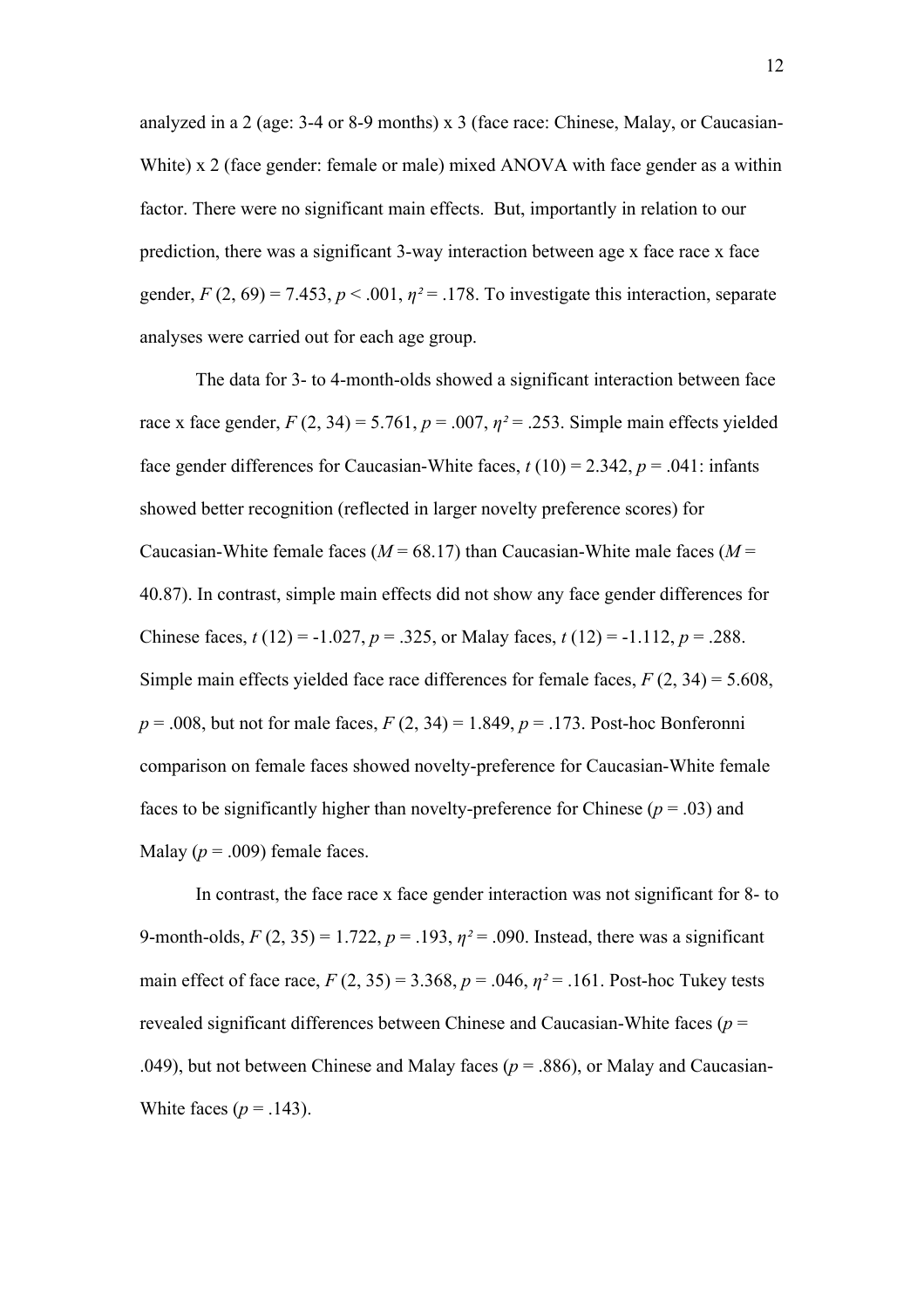analyzed in a 2 (age: 3-4 or 8-9 months) x 3 (face race: Chinese, Malay, or Caucasian-White) x 2 (face gender: female or male) mixed ANOVA with face gender as a within factor. There were no significant main effects. But, importantly in relation to our prediction, there was a significant 3-way interaction between age x face race x face gender, $F(2, 69) = 7.453$, $p < .001$, $\eta^2 = .178$. To investigate this interaction, separate analyses were carried out for each age group.

The data for 3- to 4-month-olds showed a significant interaction between face race x face gender, $F(2, 34) = 5.761$, $p = .007$, $\eta^2 = .253$. Simple main effects yielded face gender differences for Caucasian-White faces, $t(10) = 2.342$, $p = .041$: infants showed better recognition (reflected in larger novelty preference scores) for Caucasian-White female faces ($M = 68.17$) than Caucasian-White male faces ($M = 40.87$). In contrast, simple main effects did not show any face gender differences for Chinese faces, $t(12) = -1.027$, $p = .325$, or Malay faces, $t(12) = -1.112$, $p = .288$. Simple main effects yielded face race differences for female faces, $F(2, 34) = 5.608$, $p = .008$, but not for male faces, $F(2, 34) = 1.849$, $p = .173$. Post-hoc Bonferonni comparison on female faces showed novelty-preference for Caucasian-White female faces to be significantly higher than novelty-preference for Chinese ($p = .03$) and Malay ($p = .009$) female faces.

In contrast, the face race x face gender interaction was not significant for 8- to 9-month-olds, $F(2, 35) = 1.722$, $p = .193$, $\eta^2 = .090$. Instead, there was a significant main effect of face race, $F(2, 35) = 3.368$, $p = .046$, $\eta^2 = .161$. Post-hoc Tukey tests revealed significant differences between Chinese and Caucasian-White faces ($p = .049$), but not between Chinese and Malay faces ($p = .886$), or Malay and Caucasian-White faces ($p = .143$).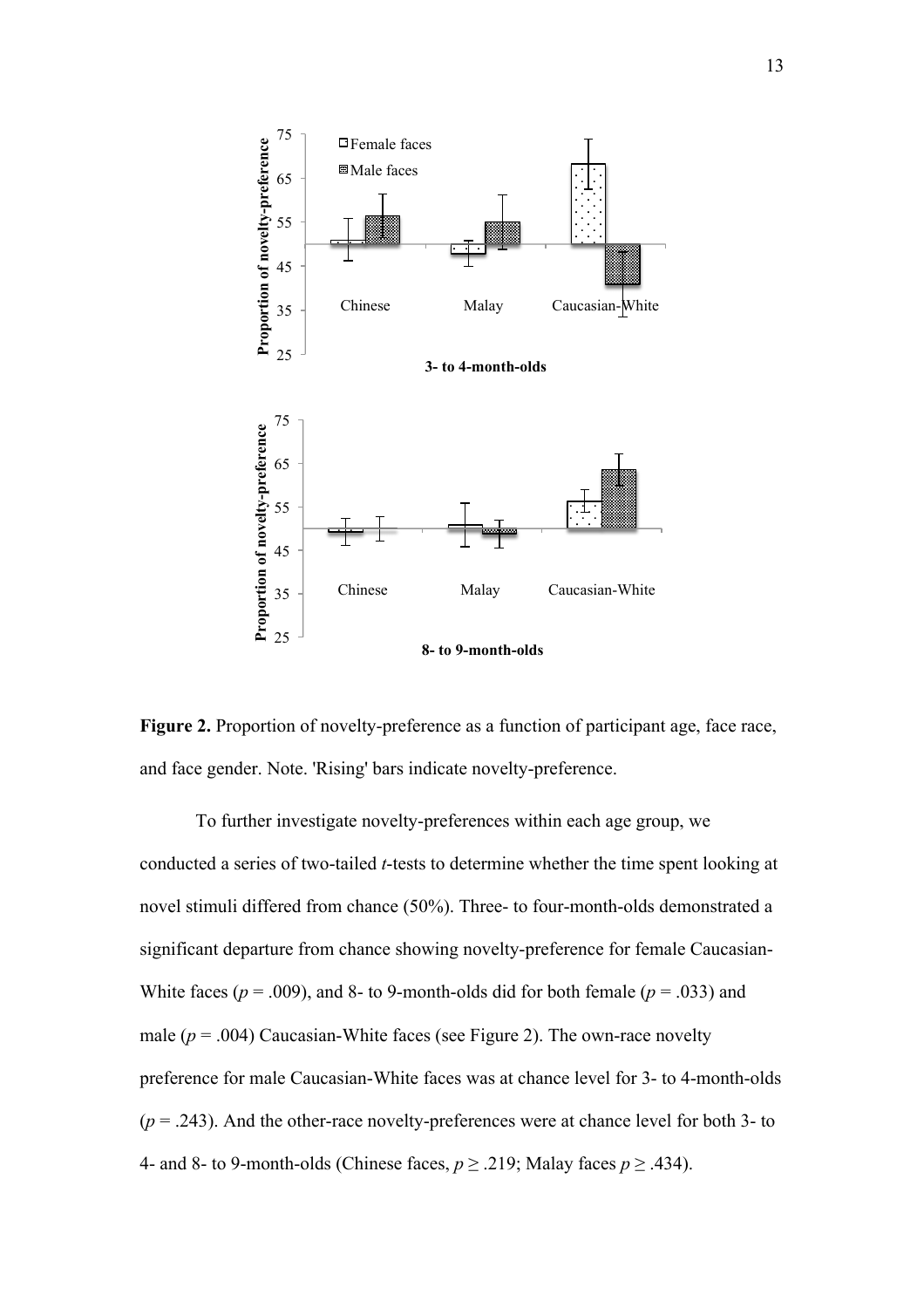**Figure 2.** Proportion of novelty-preference as a function of participant age, face race, and face gender. Note. 'Rising' bars indicate novelty-preference.

To further investigate novelty-preferences within each age group, we conducted a series of two-tailed *t*-tests to determine whether the time spent looking at novel stimuli differed from chance (50%). Three- to four-month-olds demonstrated a significant departure from chance showing novelty-preference for female Caucasian-White faces ($p = .009$), and 8- to 9-month-olds did for both female ($p = .033$) and male ($p = .004$) Caucasian-White faces (see Figure 2). The own-race novelty preference for male Caucasian-White faces was at chance level for 3- to 4-month-olds ($p = .243$). And the other-race novelty-preferences were at chance level for both 3- to 4- and 8- to 9-month-olds (Chinese faces, $p \geq .219$; Malay faces $p \geq .434$).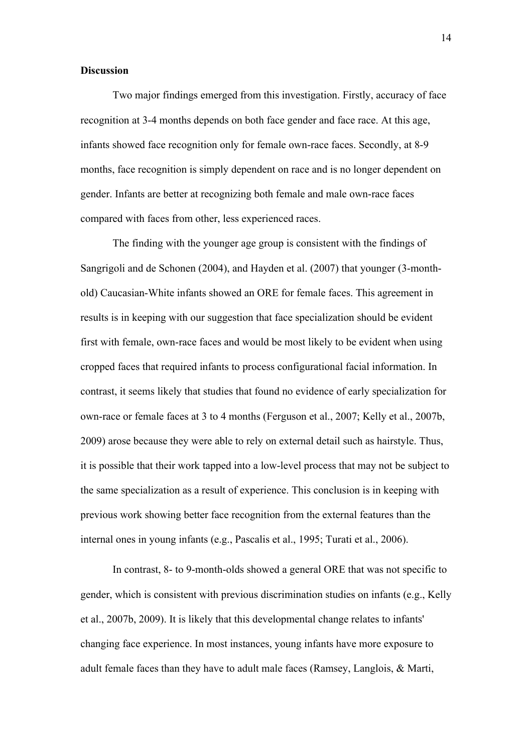**Discussion**

Two major findings emerged from this investigation. Firstly, accuracy of face recognition at 3-4 months depends on both face gender and face race. At this age, infants showed face recognition only for female own-race faces. Secondly, at 8-9 months, face recognition is simply dependent on race and is no longer dependent on gender. Infants are better at recognizing both female and male own-race faces compared with faces from other, less experienced races.

The finding with the younger age group is consistent with the findings of Sangrigoli and de Schonen (2004), and Hayden et al. (2007) that younger (3-month-old) Caucasian-White infants showed an ORE for female faces. This agreement in results is in keeping with our suggestion that face specialization should be evident first with female, own-race faces and would be most likely to be evident when using cropped faces that required infants to process configurational facial information. In contrast, it seems likely that studies that found no evidence of early specialization for own-race or female faces at 3 to 4 months (Ferguson et al., 2007; Kelly et al., 2007b, 2009) arose because they were able to rely on external detail such as hairstyle. Thus, it is possible that their work tapped into a low-level process that may not be subject to the same specialization as a result of experience. This conclusion is in keeping with previous work showing better face recognition from the external features than the internal ones in young infants (e.g., Pascalis et al., 1995; Turati et al., 2006).

In contrast, 8- to 9-month-olds showed a general ORE that was not specific to gender, which is consistent with previous discrimination studies on infants (e.g., Kelly et al., 2007b, 2009). It is likely that this developmental change relates to infants' changing face experience. In most instances, young infants have more exposure to adult female faces than they have to adult male faces (Ramsey, Langlois, & Marti,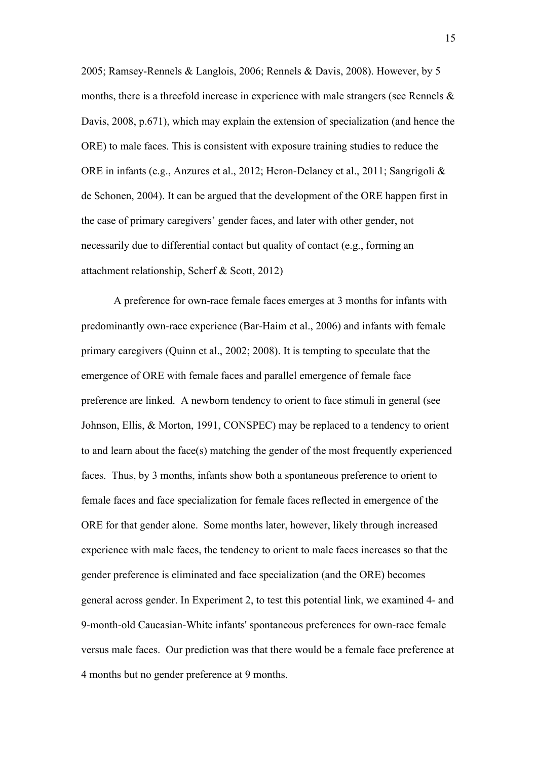2005; Ramsey-Rennels & Langlois, 2006; Rennels & Davis, 2008). However, by 5 months, there is a threefold increase in experience with male strangers (see Rennels & Davis, 2008, p.671), which may explain the extension of specialization (and hence the ORE) to male faces. This is consistent with exposure training studies to reduce the ORE in infants (e.g., Anzures et al., 2012; Heron-Delaney et al., 2011; Sangrigoli & de Schonen, 2004). It can be argued that the development of the ORE happen first in the case of primary caregivers' gender faces, and later with other gender, not necessarily due to differential contact but quality of contact (e.g., forming an attachment relationship, Scherf & Scott, 2012)

A preference for own-race female faces emerges at 3 months for infants with predominantly own-race experience (Bar-Haim et al., 2006) and infants with female primary caregivers (Quinn et al., 2002; 2008). It is tempting to speculate that the emergence of ORE with female faces and parallel emergence of female face preference are linked. A newborn tendency to orient to face stimuli in general (see Johnson, Ellis, & Morton, 1991, CONSPEC) may be replaced to a tendency to orient to and learn about the face(s) matching the gender of the most frequently experienced faces. Thus, by 3 months, infants show both a spontaneous preference to orient to female faces and face specialization for female faces reflected in emergence of the ORE for that gender alone. Some months later, however, likely through increased experience with male faces, the tendency to orient to male faces increases so that the gender preference is eliminated and face specialization (and the ORE) becomes general across gender. In Experiment 2, to test this potential link, we examined 4- and 9-month-old Caucasian-White infants' spontaneous preferences for own-race female versus male faces. Our prediction was that there would be a female face preference at 4 months but no gender preference at 9 months.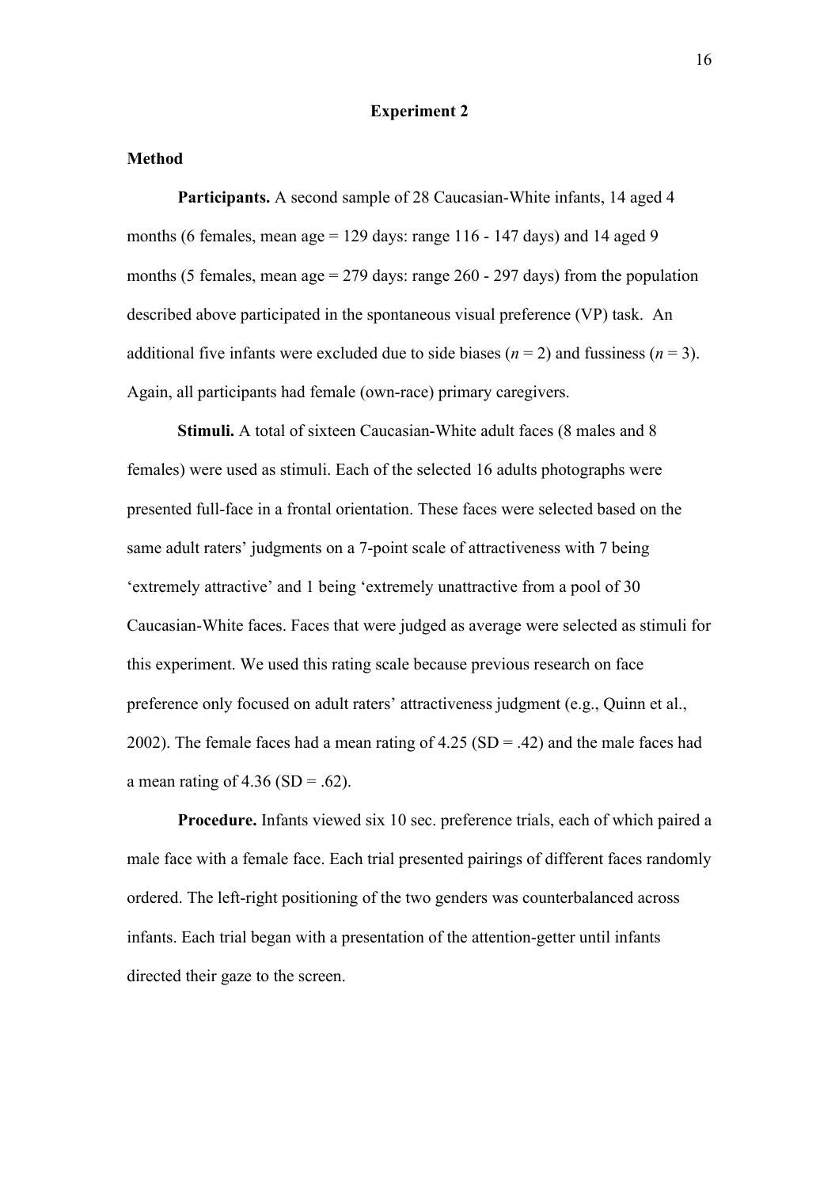## Experiment 2

### Method

**Participants.** A second sample of 28 Caucasian-White infants, 14 aged 4 months (6 females, mean age = 129 days: range 116 - 147 days) and 14 aged 9 months (5 females, mean age = 279 days: range 260 - 297 days) from the population described above participated in the spontaneous visual preference (VP) task. An additional five infants were excluded due to side biases (*n* = 2) and fussiness (*n* = 3). Again, all participants had female (own-race) primary caregivers.

**Stimuli.** A total of sixteen Caucasian-White adult faces (8 males and 8 females) were used as stimuli. Each of the selected 16 adults photographs were presented full-face in a frontal orientation. These faces were selected based on the same adult raters' judgments on a 7-point scale of attractiveness with 7 being 'extremely attractive' and 1 being 'extremely unattractive from a pool of 30 Caucasian-White faces. Faces that were judged as average were selected as stimuli for this experiment. We used this rating scale because previous research on face preference only focused on adult raters' attractiveness judgment (e.g., Quinn et al., 2002). The female faces had a mean rating of 4.25 (SD = .42) and the male faces had a mean rating of 4.36 (SD = .62).

**Procedure.** Infants viewed six 10 sec. preference trials, each of which paired a male face with a female face. Each trial presented pairings of different faces randomly ordered. The left-right positioning of the two genders was counterbalanced across infants. Each trial began with a presentation of the attention-getter until infants directed their gaze to the screen.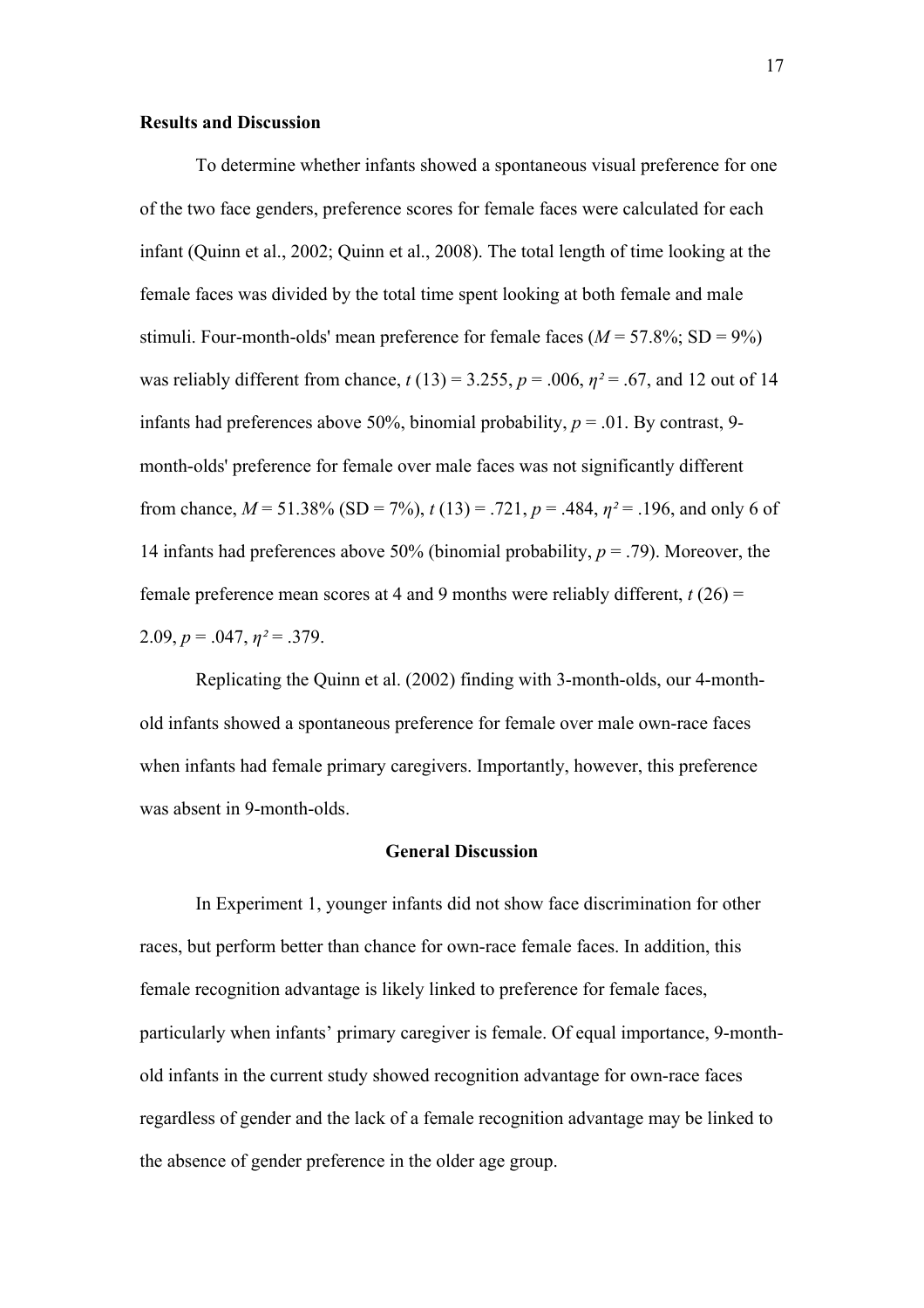### Results and Discussion

To determine whether infants showed a spontaneous visual preference for one of the two face genders, preference scores for female faces were calculated for each infant (Quinn et al., 2002; Quinn et al., 2008). The total length of time looking at the female faces was divided by the total time spent looking at both female and male stimuli. Four-month-olds' mean preference for female faces ($M$ = 57.8%; SD = 9%) was reliably different from chance, $t$ (13) = 3.255, $p$ = .006, $\eta^2$ = .67, and 12 out of 14 infants had preferences above 50%, binomial probability, $p$ = .01. By contrast, 9-month-olds' preference for female over male faces was not significantly different from chance, $M$ = 51.38% (SD = 7%), $t$ (13) = .721, $p$ = .484, $\eta^2$ = .196, and only 6 of 14 infants had preferences above 50% (binomial probability, $p$ = .79). Moreover, the female preference mean scores at 4 and 9 months were reliably different, $t$ (26) = 2.09, $p$ = .047, $\eta^2$ = .379.

Replicating the Quinn et al. (2002) finding with 3-month-olds, our 4-month-old infants showed a spontaneous preference for female over male own-race faces when infants had female primary caregivers. Importantly, however, this preference was absent in 9-month-olds.

## General Discussion

In Experiment 1, younger infants did not show face discrimination for other races, but perform better than chance for own-race female faces. In addition, this female recognition advantage is likely linked to preference for female faces, particularly when infants' primary caregiver is female. Of equal importance, 9-month-old infants in the current study showed recognition advantage for own-race faces regardless of gender and the lack of a female recognition advantage may be linked to the absence of gender preference in the older age group.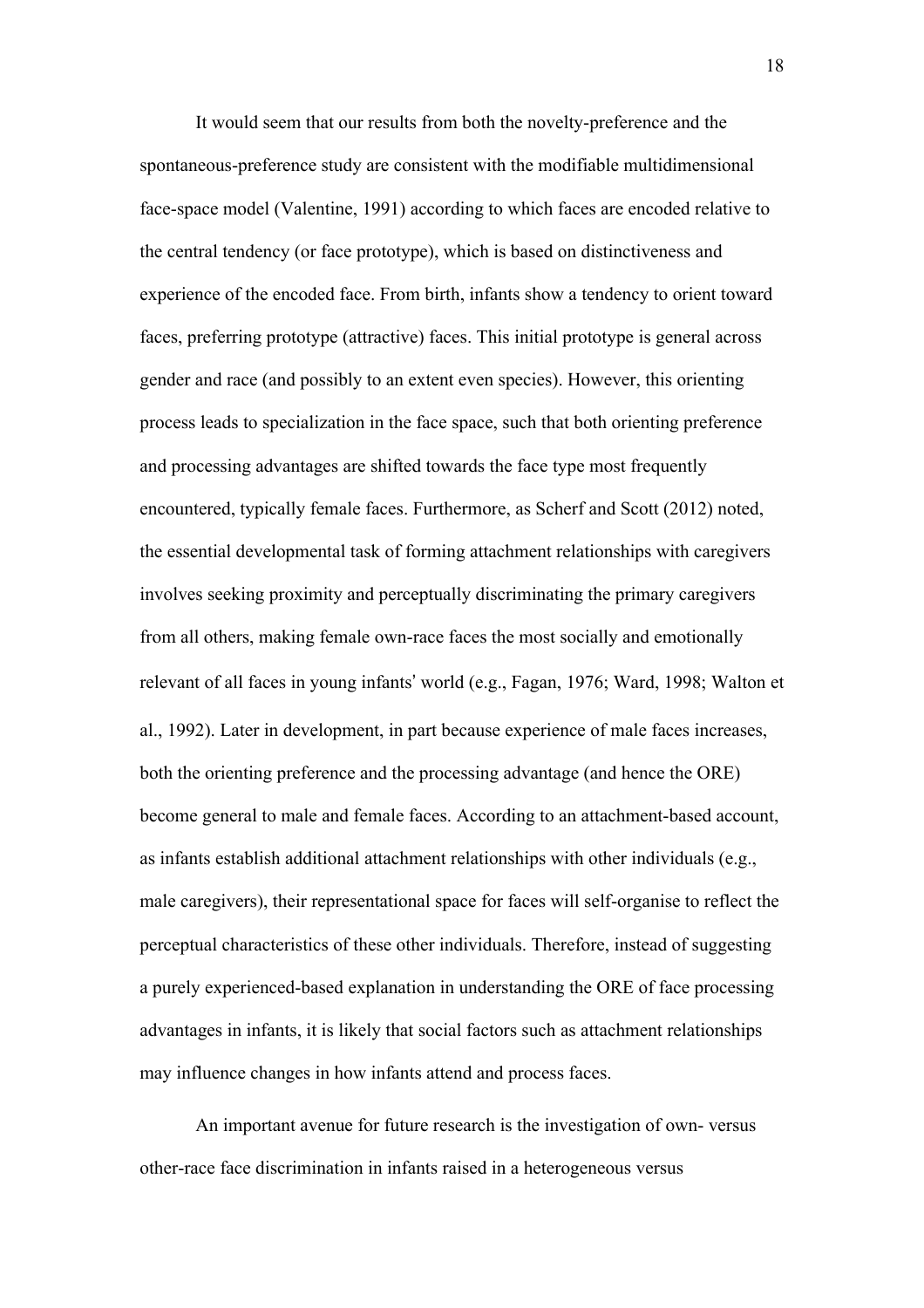It would seem that our results from both the novelty-preference and the spontaneous-preference study are consistent with the modifiable multidimensional face-space model (Valentine, 1991) according to which faces are encoded relative to the central tendency (or face prototype), which is based on distinctiveness and experience of the encoded face. From birth, infants show a tendency to orient toward faces, preferring prototype (attractive) faces. This initial prototype is general across gender and race (and possibly to an extent even species). However, this orienting process leads to specialization in the face space, such that both orienting preference and processing advantages are shifted towards the face type most frequently encountered, typically female faces. Furthermore, as Scherf and Scott (2012) noted, the essential developmental task of forming attachment relationships with caregivers involves seeking proximity and perceptually discriminating the primary caregivers from all others, making female own-race faces the most socially and emotionally relevant of all faces in young infants' world (e.g., Fagan, 1976; Ward, 1998; Walton et al., 1992). Later in development, in part because experience of male faces increases, both the orienting preference and the processing advantage (and hence the ORE) become general to male and female faces. According to an attachment-based account, as infants establish additional attachment relationships with other individuals (e.g., male caregivers), their representational space for faces will self-organise to reflect the perceptual characteristics of these other individuals. Therefore, instead of suggesting a purely experienced-based explanation in understanding the ORE of face processing advantages in infants, it is likely that social factors such as attachment relationships may influence changes in how infants attend and process faces.

An important avenue for future research is the investigation of own- versus other-race face discrimination in infants raised in a heterogeneous versus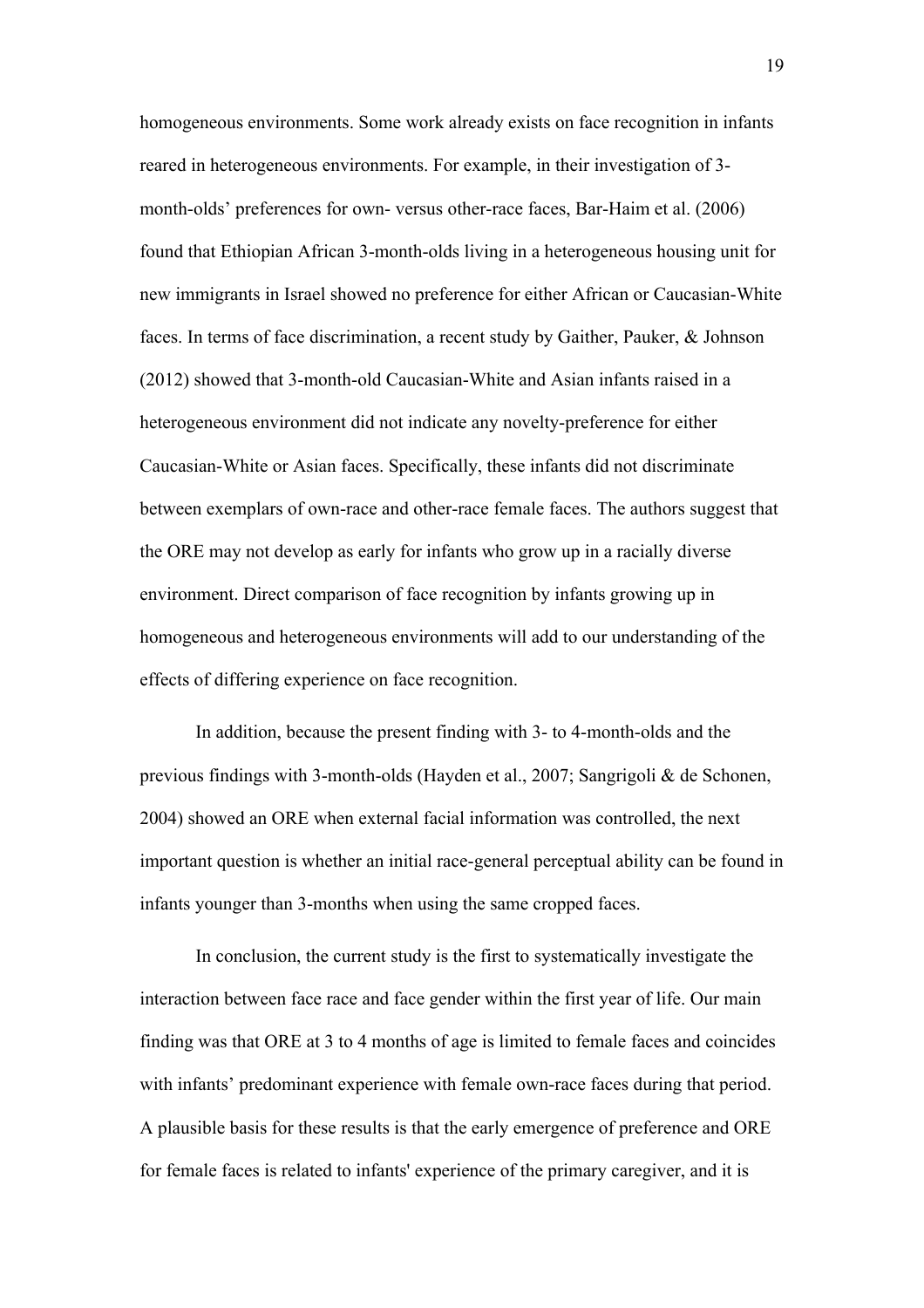homogeneous environments. Some work already exists on face recognition in infants reared in heterogeneous environments. For example, in their investigation of 3-month-olds' preferences for own- versus other-race faces, Bar-Haim et al. (2006) found that Ethiopian African 3-month-olds living in a heterogeneous housing unit for new immigrants in Israel showed no preference for either African or Caucasian-White faces. In terms of face discrimination, a recent study by Gaither, Pauker, & Johnson (2012) showed that 3-month-old Caucasian-White and Asian infants raised in a heterogeneous environment did not indicate any novelty-preference for either Caucasian-White or Asian faces. Specifically, these infants did not discriminate between exemplars of own-race and other-race female faces. The authors suggest that the ORE may not develop as early for infants who grow up in a racially diverse environment. Direct comparison of face recognition by infants growing up in homogeneous and heterogeneous environments will add to our understanding of the effects of differing experience on face recognition.

In addition, because the present finding with 3- to 4-month-olds and the previous findings with 3-month-olds (Hayden et al., 2007; Sangrigoli & de Schonen, 2004) showed an ORE when external facial information was controlled, the next important question is whether an initial race-general perceptual ability can be found in infants younger than 3-months when using the same cropped faces.

In conclusion, the current study is the first to systematically investigate the interaction between face race and face gender within the first year of life. Our main finding was that ORE at 3 to 4 months of age is limited to female faces and coincides with infants' predominant experience with female own-race faces during that period. A plausible basis for these results is that the early emergence of preference and ORE for female faces is related to infants' experience of the primary caregiver, and it is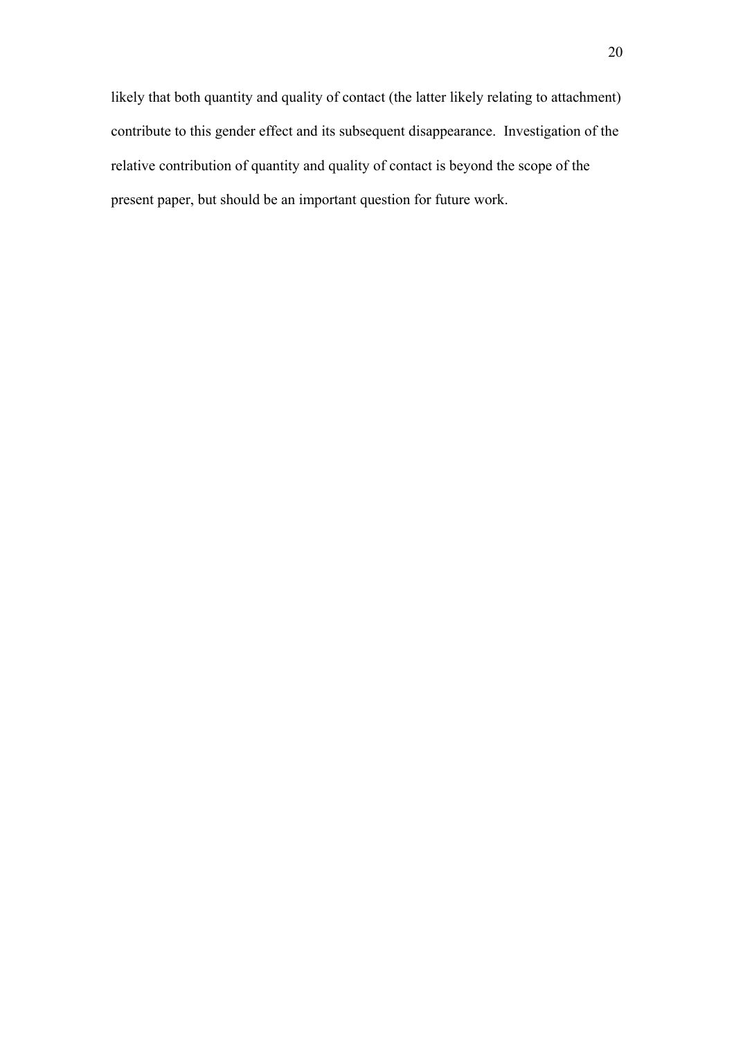likely that both quantity and quality of contact (the latter likely relating to attachment) contribute to this gender effect and its subsequent disappearance. Investigation of the relative contribution of quantity and quality of contact is beyond the scope of the present paper, but should be an important question for future work.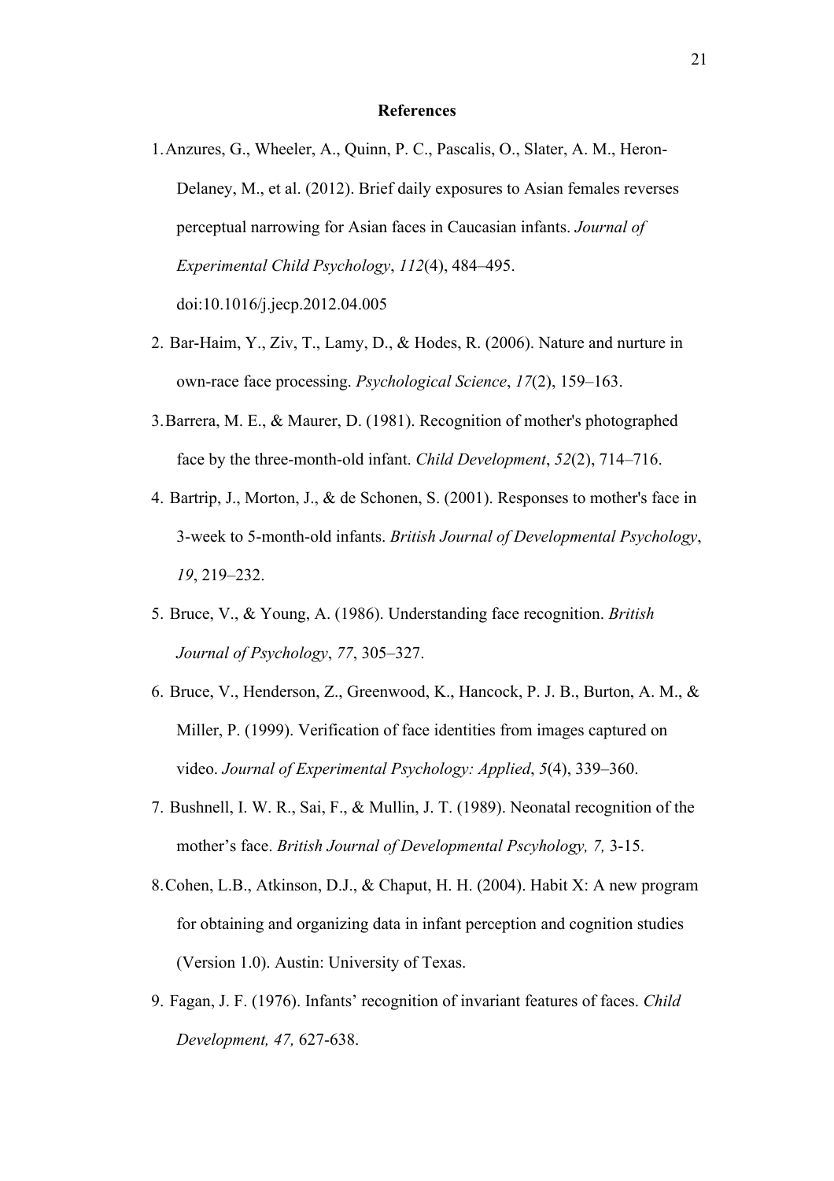**References**

1. Anzures, G., Wheeler, A., Quinn, P. C., Pascalis, O., Slater, A. M., Heron-Delaney, M., et al. (2012). Brief daily exposures to Asian females reverses perceptual narrowing for Asian faces in Caucasian infants. *Journal of Experimental Child Psychology*, *112*(4), 484–495. doi:10.1016/j.jecp.2012.04.005

2. Bar-Haim, Y., Ziv, T., Lamy, D., & Hodes, R. (2006). Nature and nurture in own-race face processing. *Psychological Science*, *17*(2), 159–163.

3. Barrera, M. E., & Maurer, D. (1981). Recognition of mother's photographed face by the three-month-old infant. *Child Development*, *52*(2), 714–716.

4. Bartrip, J., Morton, J., & de Schonen, S. (2001). Responses to mother's face in 3-week to 5-month-old infants. *British Journal of Developmental Psychology*, *19*, 219–232.

5. Bruce, V., & Young, A. (1986). Understanding face recognition. *British Journal of Psychology*, *77*, 305–327.

6. Bruce, V., Henderson, Z., Greenwood, K., Hancock, P. J. B., Burton, A. M., & Miller, P. (1999). Verification of face identities from images captured on video. *Journal of Experimental Psychology: Applied*, *5*(4), 339–360.

7. Bushnell, I. W. R., Sai, F., & Mullin, J. T. (1989). Neonatal recognition of the mother's face. *British Journal of Developmental Pscyhology, 7,* 3-15.

8. Cohen, L.B., Atkinson, D.J., & Chaput, H. H. (2004). Habit X: A new program for obtaining and organizing data in infant perception and cognition studies (Version 1.0). Austin: University of Texas.

9. Fagan, J. F. (1976). Infants' recognition of invariant features of faces. *Child Development, 47,* 627-638.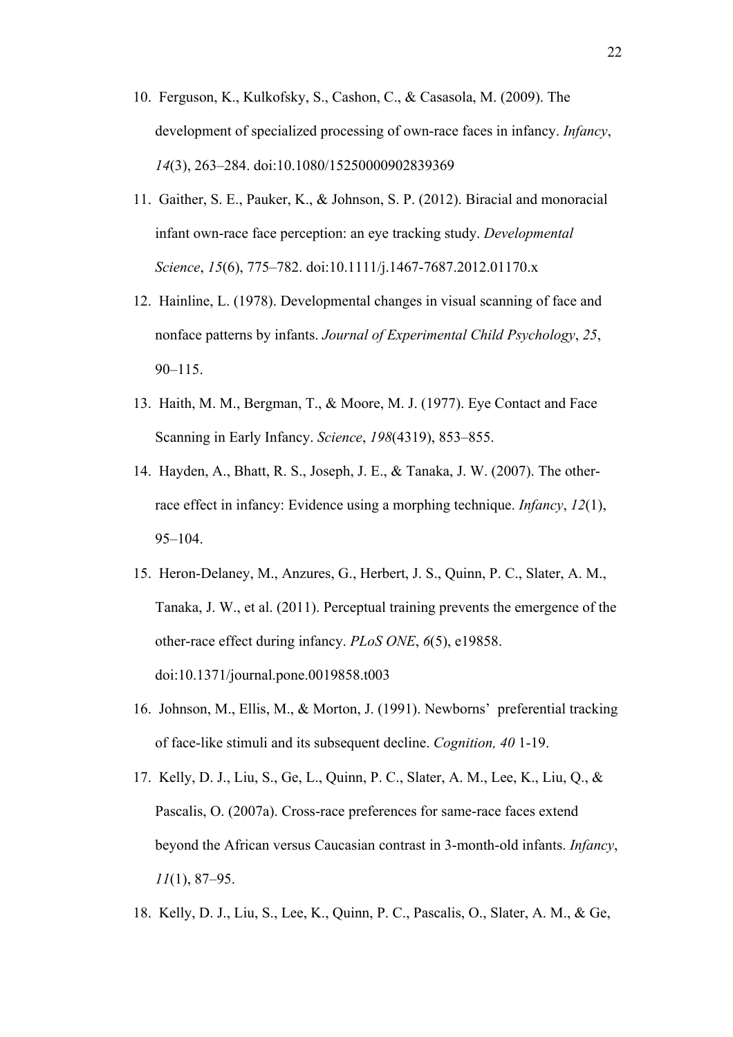10. Ferguson, K., Kulkofsky, S., Cashon, C., & Casasola, M. (2009). The development of specialized processing of own-race faces in infancy. *Infancy*, *14*(3), 263–284. doi:10.1080/15250000902839369

11. Gaither, S. E., Pauker, K., & Johnson, S. P. (2012). Biracial and monoracial infant own-race face perception: an eye tracking study. *Developmental Science*, *15*(6), 775–782. doi:10.1111/j.1467-7687.2012.01170.x

12. Hainline, L. (1978). Developmental changes in visual scanning of face and nonface patterns by infants. *Journal of Experimental Child Psychology*, *25*, 90–115.

13. Haith, M. M., Bergman, T., & Moore, M. J. (1977). Eye Contact and Face Scanning in Early Infancy. *Science*, *198*(4319), 853–855.

14. Hayden, A., Bhatt, R. S., Joseph, J. E., & Tanaka, J. W. (2007). The other-race effect in infancy: Evidence using a morphing technique. *Infancy*, *12*(1), 95–104.

15. Heron-Delaney, M., Anzures, G., Herbert, J. S., Quinn, P. C., Slater, A. M., Tanaka, J. W., et al. (2011). Perceptual training prevents the emergence of the other-race effect during infancy. *PLoS ONE*, *6*(5), e19858. doi:10.1371/journal.pone.0019858.t003

16. Johnson, M., Ellis, M., & Morton, J. (1991). Newborns' preferential tracking of face-like stimuli and its subsequent decline. *Cognition, 40* 1-19.

17. Kelly, D. J., Liu, S., Ge, L., Quinn, P. C., Slater, A. M., Lee, K., Liu, Q., & Pascalis, O. (2007a). Cross-race preferences for same-race faces extend beyond the African versus Caucasian contrast in 3-month-old infants. *Infancy*, *11*(1), 87–95.

18. Kelly, D. J., Liu, S., Lee, K., Quinn, P. C., Pascalis, O., Slater, A. M., & Ge,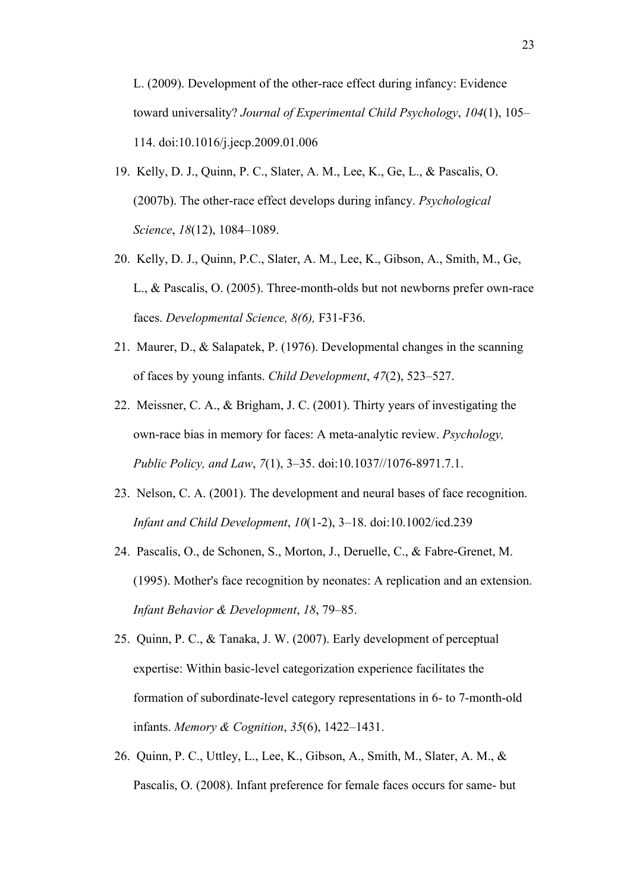L. (2009). Development of the other-race effect during infancy: Evidence toward universality? *Journal of Experimental Child Psychology*, *104*(1), 105–114. doi:10.1016/j.jecp.2009.01.006

19. Kelly, D. J., Quinn, P. C., Slater, A. M., Lee, K., Ge, L., & Pascalis, O. (2007b). The other-race effect develops during infancy. *Psychological Science*, *18*(12), 1084–1089.

20. Kelly, D. J., Quinn, P.C., Slater, A. M., Lee, K., Gibson, A., Smith, M., Ge, L., & Pascalis, O. (2005). Three-month-olds but not newborns prefer own-race faces. *Developmental Science, 8(6),* F31-F36.

21. Maurer, D., & Salapatek, P. (1976). Developmental changes in the scanning of faces by young infants. *Child Development*, *47*(2), 523–527.

22. Meissner, C. A., & Brigham, J. C. (2001). Thirty years of investigating the own-race bias in memory for faces: A meta-analytic review. *Psychology, Public Policy, and Law*, *7*(1), 3–35. doi:10.1037//1076-8971.7.1.

23. Nelson, C. A. (2001). The development and neural bases of face recognition. *Infant and Child Development*, *10*(1-2), 3–18. doi:10.1002/icd.239

24. Pascalis, O., de Schonen, S., Morton, J., Deruelle, C., & Fabre-Grenet, M. (1995). Mother's face recognition by neonates: A replication and an extension. *Infant Behavior & Development*, *18*, 79–85.

25. Quinn, P. C., & Tanaka, J. W. (2007). Early development of perceptual expertise: Within basic-level categorization experience facilitates the formation of subordinate-level category representations in 6- to 7-month-old infants. *Memory & Cognition*, *35*(6), 1422–1431.

26. Quinn, P. C., Uttley, L., Lee, K., Gibson, A., Smith, M., Slater, A. M., & Pascalis, O. (2008). Infant preference for female faces occurs for same- but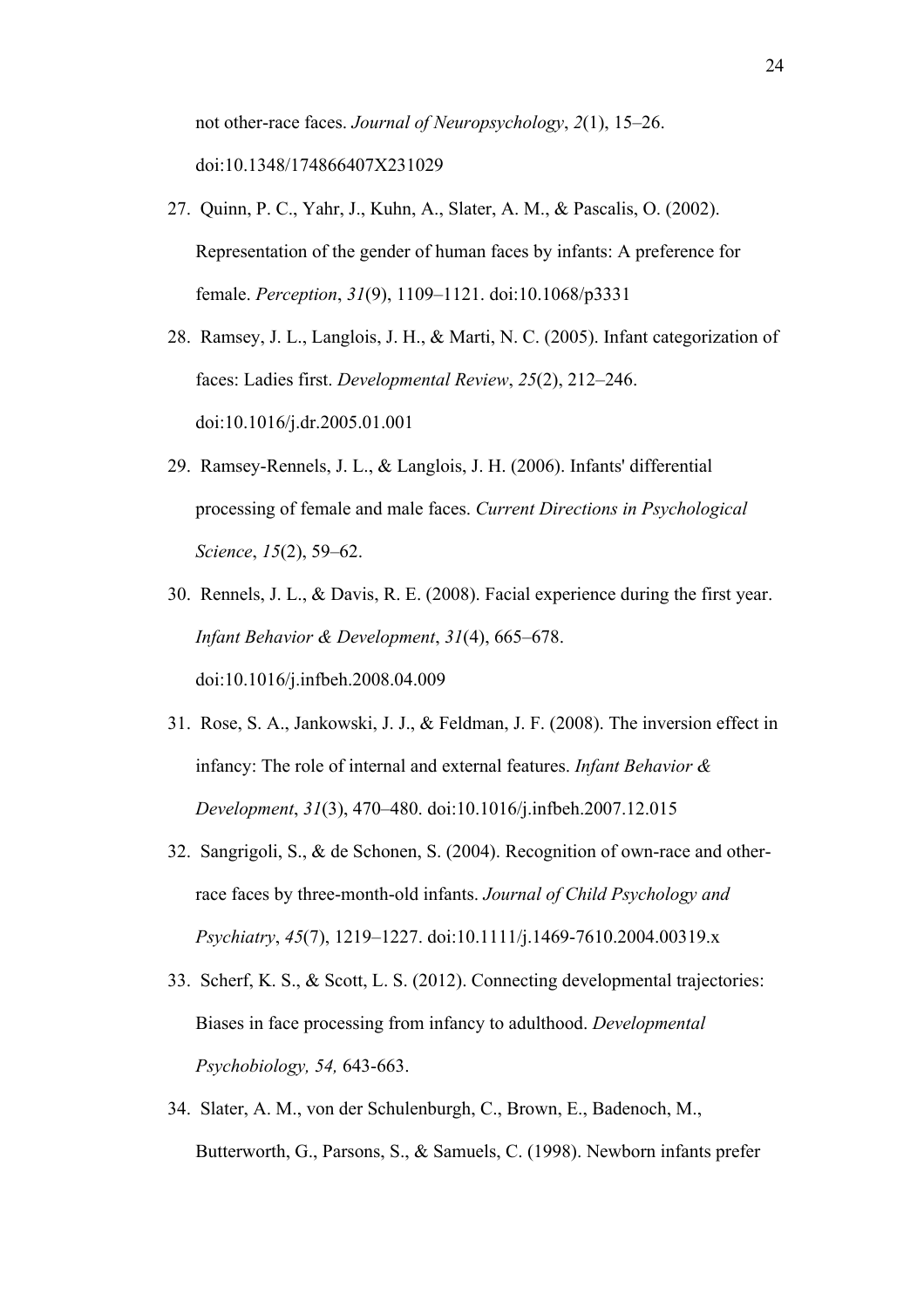not other-race faces. *Journal of Neuropsychology*, *2*(1), 15–26. doi:10.1348/174866407X231029

27. Quinn, P. C., Yahr, J., Kuhn, A., Slater, A. M., & Pascalis, O. (2002). Representation of the gender of human faces by infants: A preference for female. *Perception*, *31*(9), 1109–1121. doi:10.1068/p3331

28. Ramsey, J. L., Langlois, J. H., & Marti, N. C. (2005). Infant categorization of faces: Ladies first. *Developmental Review*, *25*(2), 212–246. doi:10.1016/j.dr.2005.01.001

29. Ramsey-Rennels, J. L., & Langlois, J. H. (2006). Infants' differential processing of female and male faces. *Current Directions in Psychological Science*, *15*(2), 59–62.

30. Rennels, J. L., & Davis, R. E. (2008). Facial experience during the first year. *Infant Behavior & Development*, *31*(4), 665–678. doi:10.1016/j.infbeh.2008.04.009

31. Rose, S. A., Jankowski, J. J., & Feldman, J. F. (2008). The inversion effect in infancy: The role of internal and external features. *Infant Behavior & Development*, *31*(3), 470–480. doi:10.1016/j.infbeh.2007.12.015

32. Sangrigoli, S., & de Schonen, S. (2004). Recognition of own-race and other-race faces by three-month-old infants. *Journal of Child Psychology and Psychiatry*, *45*(7), 1219–1227. doi:10.1111/j.1469-7610.2004.00319.x

33. Scherf, K. S., & Scott, L. S. (2012). Connecting developmental trajectories: Biases in face processing from infancy to adulthood. *Developmental Psychobiology, 54,* 643-663.

34. Slater, A. M., von der Schulenburgh, C., Brown, E., Badenoch, M., Butterworth, G., Parsons, S., & Samuels, C. (1998). Newborn infants prefer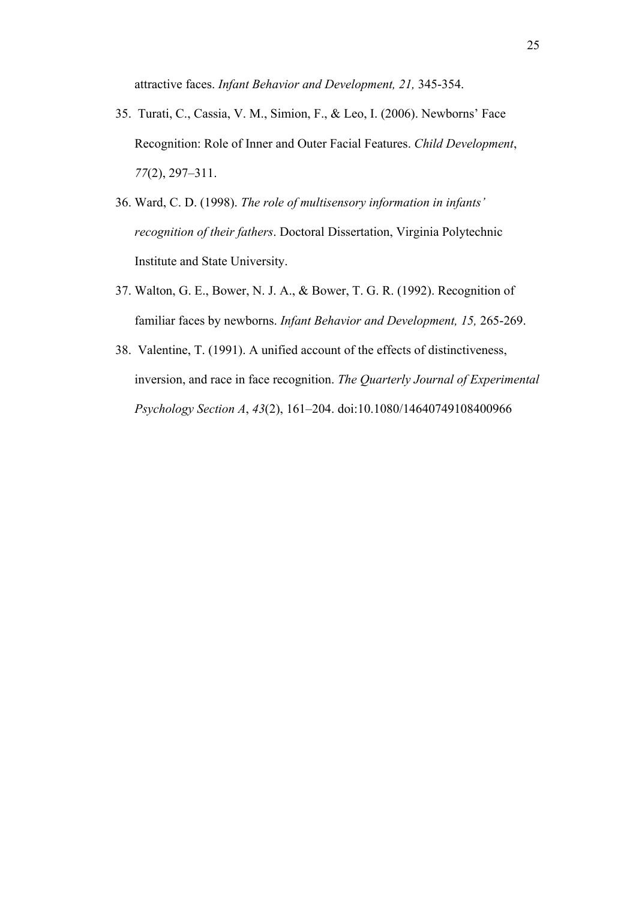attractive faces. *Infant Behavior and Development, 21,* 345-354.

35. Turati, C., Cassia, V. M., Simion, F., & Leo, I. (2006). Newborns' Face Recognition: Role of Inner and Outer Facial Features. *Child Development*, *77*(2), 297–311.

36. Ward, C. D. (1998). *The role of multisensory information in infants' recognition of their fathers*. Doctoral Dissertation, Virginia Polytechnic Institute and State University.

37. Walton, G. E., Bower, N. J. A., & Bower, T. G. R. (1992). Recognition of familiar faces by newborns. *Infant Behavior and Development, 15,* 265-269.

38. Valentine, T. (1991). A unified account of the effects of distinctiveness, inversion, and race in face recognition. *The Quarterly Journal of Experimental Psychology Section A*, *43*(2), 161–204. doi:10.1080/14640749108400966